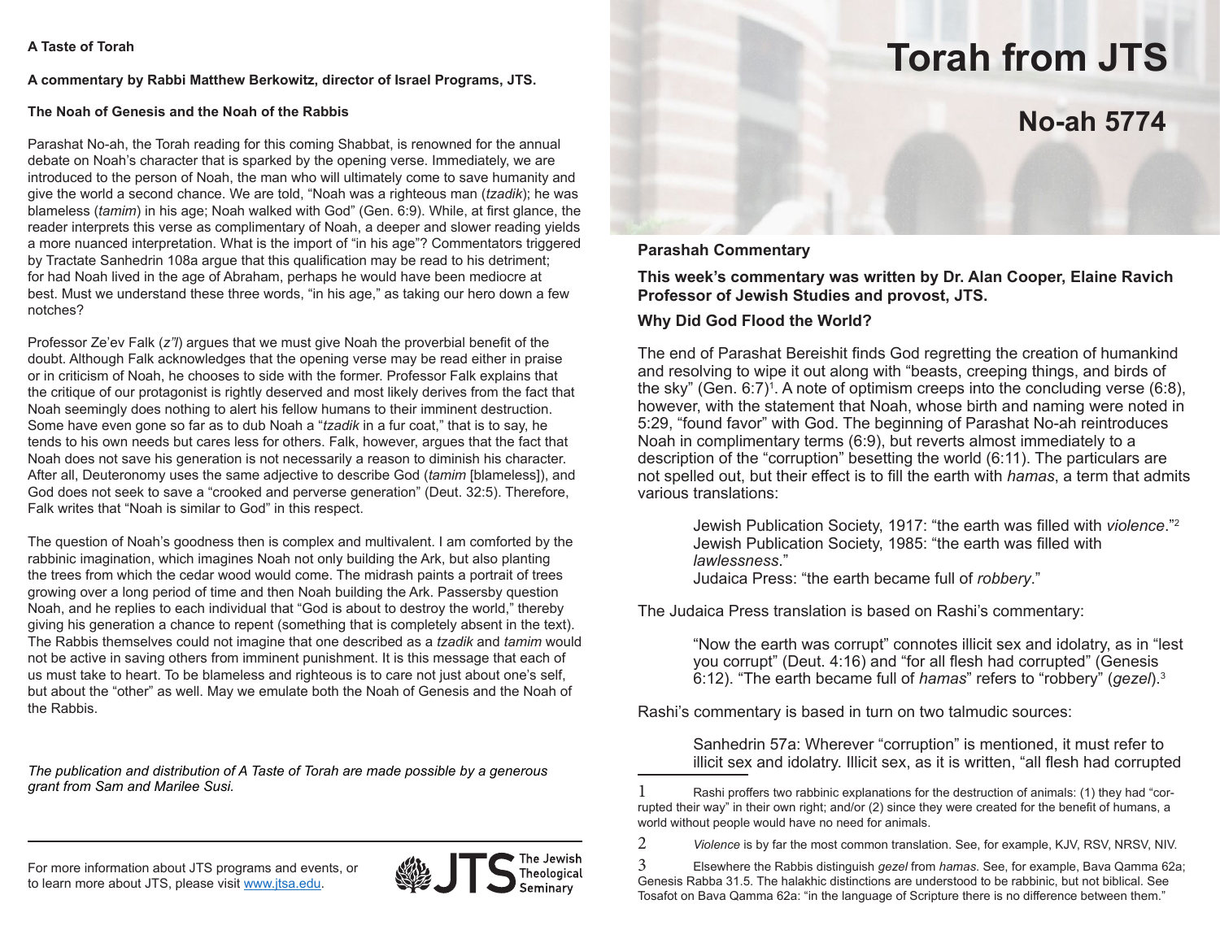**A Taste of Torah**

**A commentary by Rabbi Matthew Berkowitz, director of Israel Programs, JTS.**

**The Noah of Genesis and the Noah of the Rabbis**

Parashat No-ah, the Torah reading for this coming Shabbat, is renowned for the annual debate on Noah's character that is sparked by the opening verse. Immediately, we are introduced to the person of Noah, the man who will ultimately come to save humanity and give the world a second chance. We are told, "Noah was a righteous man (*tzadik*); he was blameless (*tamim*) in his age; Noah walked with God" (Gen. 6:9). While, at first glance, the reader interprets this verse as complimentary of Noah, a deeper and slower reading yields a more nuanced interpretation. What is the import of "in his age"? Commentators triggered by Tractate Sanhedrin 108a argue that this qualification may be read to his detriment; for had Noah lived in the age of Abraham, perhaps he would have been mediocre at best. Must we understand these three words, "in his age," as taking our hero down a few notches?

Professor Ze'ev Falk (*z"l*) argues that we must give Noah the proverbial benefit of the doubt. Although Falk acknowledges that the opening verse may be read either in praise or in criticism of Noah, he chooses to side with the former. Professor Falk explains that the critique of our protagonist is rightly deserved and most likely derives from the fact that Noah seemingly does nothing to alert his fellow humans to their imminent destruction. Some have even gone so far as to dub Noah a "*tzadik* in a fur coat," that is to say, he tends to his own needs but cares less for others. Falk, however, argues that the fact that Noah does not save his generation is not necessarily a reason to diminish his character. After all, Deuteronomy uses the same adjective to describe God (*tamim* [blameless]), and God does not seek to save a "crooked and perverse generation" (Deut. 32:5). Therefore, Falk writes that "Noah is similar to God" in this respect.

The question of Noah's goodness then is complex and multivalent. I am comforted by the rabbinic imagination, which imagines Noah not only building the Ark, but also planting the trees from which the cedar wood would come. The midrash paints a portrait of trees growing over a long period of time and then Noah building the Ark. Passersby question Noah, and he replies to each individual that "God is about to destroy the world," thereby giving his generation a chance to repent (something that is completely absent in the text). The Rabbis themselves could not imagine that one described as a *tzadik* and *tamim* would not be active in saving others from imminent punishment. It is this message that each of us must take to heart. To be blameless and righteous is to care not just about one's self, but about the "other" as well. May we emulate both the Noah of Genesis and the Noah of the Rabbis.

*The publication and distribution of A Taste of Torah are made possible by a generous grant from Sam and Marilee Susi.*

For more information about JTS programs and events, or to learn more about JTS, please visit www.jtsa.edu.

JTS The Jewish Theological Seminary

# Torah from JTS

## No-ah 5774

**Parashah Commentary**

**This week's commentary was written by Dr. Alan Cooper, Elaine Ravich Professor of Jewish Studies and provost, JTS.**

**Why Did God Flood the World?**

The end of Parashat Bereishit finds God regretting the creation of humankind and resolving to wipe it out along with "beasts, creeping things, and birds of the sky" (Gen. 6:7)[1]. A note of optimism creeps into the concluding verse (6:8), however, with the statement that Noah, whose birth and naming were noted in 5:29, "found favor" with God. The beginning of Parashat No-ah reintroduces Noah in complimentary terms (6:9), but reverts almost immediately to a description of the "corruption" besetting the world (6:11). The particulars are not spelled out, but their effect is to fill the earth with *hamas*, a term that admits various translations:

> Jewish Publication Society, 1917: "the earth was filled with *violence*."[2]
> Jewish Publication Society, 1985: "the earth was filled with *lawlessness*."
> Judaica Press: "the earth became full of *robbery*."

The Judaica Press translation is based on Rashi's commentary:

> "Now the earth was corrupt" connotes illicit sex and idolatry, as in "lest you corrupt" (Deut. 4:16) and "for all flesh had corrupted" (Genesis 6:12). "The earth became full of *hamas*" refers to "robbery" (*gezel*).[3]

Rashi's commentary is based in turn on two talmudic sources:

> Sanhedrin 57a: Wherever "corruption" is mentioned, it must refer to illicit sex and idolatry. Illicit sex, as it is written, "all flesh had corrupted

1 Rashi proffers two rabbinic explanations for the destruction of animals: (1) they had "corrupted their way" in their own right; and/or (2) since they were created for the benefit of humans, a world without people would have no need for animals.

2 *Violence* is by far the most common translation. See, for example, KJV, RSV, NRSV, NIV.

3 Elsewhere the Rabbis distinguish *gezel* from *hamas*. See, for example, Bava Qamma 62a; Genesis Rabba 31.5. The halakhic distinctions are understood to be rabbinic, but not biblical. See Tosafot on Bava Qamma 62a: "in the language of Scripture there is no difference between them."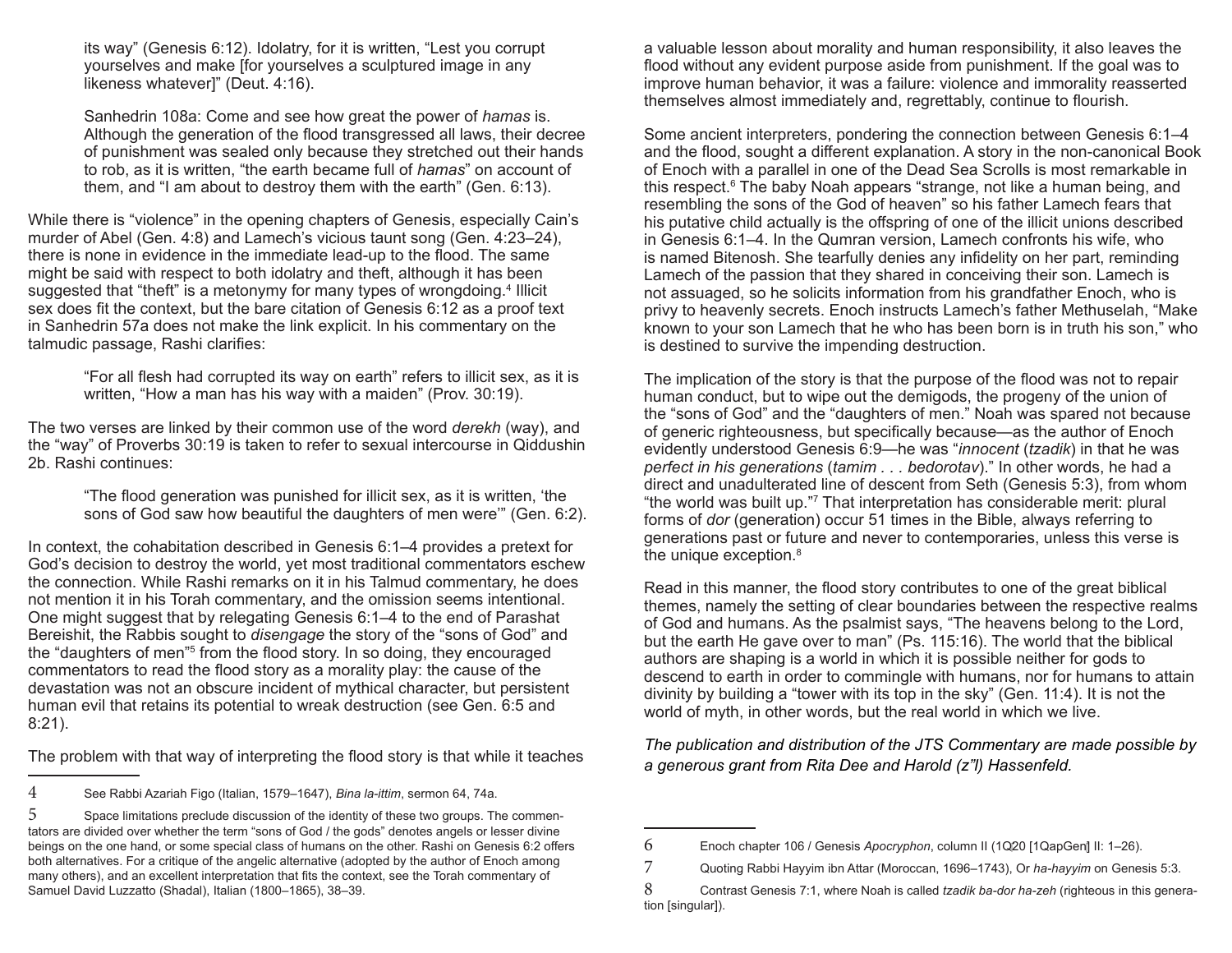its way" (Genesis 6:12). Idolatry, for it is written, "Lest you corrupt yourselves and make [for yourselves a sculptured image in any likeness whatever]" (Deut. 4:16).

> Sanhedrin 108a: Come and see how great the power of *hamas* is. Although the generation of the flood transgressed all laws, their decree of punishment was sealed only because they stretched out their hands to rob, as it is written, "the earth became full of *hamas*" on account of them, and "I am about to destroy them with the earth" (Gen. 6:13).

While there is "violence" in the opening chapters of Genesis, especially Cain's murder of Abel (Gen. 4:8) and Lamech's vicious taunt song (Gen. 4:23–24), there is none in evidence in the immediate lead-up to the flood. The same might be said with respect to both idolatry and theft, although it has been suggested that "theft" is a metonymy for many types of wrongdoing.[4] Illicit sex does fit the context, but the bare citation of Genesis 6:12 as a proof text in Sanhedrin 57a does not make the link explicit. In his commentary on the talmudic passage, Rashi clarifies:

> "For all flesh had corrupted its way on earth" refers to illicit sex, as it is written, "How a man has his way with a maiden" (Prov. 30:19).

The two verses are linked by their common use of the word *derekh* (way), and the "way" of Proverbs 30:19 is taken to refer to sexual intercourse in Qiddushin 2b. Rashi continues:

> "The flood generation was punished for illicit sex, as it is written, 'the sons of God saw how beautiful the daughters of men were'" (Gen. 6:2).

In context, the cohabitation described in Genesis 6:1–4 provides a pretext for God's decision to destroy the world, yet most traditional commentators eschew the connection. While Rashi remarks on it in his Talmud commentary, he does not mention it in his Torah commentary, and the omission seems intentional. One might suggest that by relegating Genesis 6:1–4 to the end of Parashat Bereishit, the Rabbis sought to *disengage* the story of the "sons of God" and the "daughters of men"[5] from the flood story. In so doing, they encouraged commentators to read the flood story as a morality play: the cause of the devastation was not an obscure incident of mythical character, but persistent human evil that retains its potential to wreak destruction (see Gen. 6:5 and 8:21).

The problem with that way of interpreting the flood story is that while it teaches a valuable lesson about morality and human responsibility, it also leaves the flood without any evident purpose aside from punishment. If the goal was to improve human behavior, it was a failure: violence and immorality reasserted themselves almost immediately and, regrettably, continue to flourish.

Some ancient interpreters, pondering the connection between Genesis 6:1–4 and the flood, sought a different explanation. A story in the non-canonical Book of Enoch with a parallel in one of the Dead Sea Scrolls is most remarkable in this respect.[6] The baby Noah appears "strange, not like a human being, and resembling the sons of the God of heaven" so his father Lamech fears that his putative child actually is the offspring of one of the illicit unions described in Genesis 6:1–4. In the Qumran version, Lamech confronts his wife, who is named Bitenosh. She tearfully denies any infidelity on her part, reminding Lamech of the passion that they shared in conceiving their son. Lamech is not assuaged, so he solicits information from his grandfather Enoch, who is privy to heavenly secrets. Enoch instructs Lamech's father Methuselah, "Make known to your son Lamech that he who has been born is in truth his son," who is destined to survive the impending destruction.

The implication of the story is that the purpose of the flood was not to repair human conduct, but to wipe out the demigods, the progeny of the union of the "sons of God" and the "daughters of men." Noah was spared not because of generic righteousness, but specifically because—as the author of Enoch evidently understood Genesis 6:9—he was "*innocent* (*tzadik*) in that he was *perfect in his generations* (*tamim . . . bedorotav*)." In other words, he had a direct and unadulterated line of descent from Seth (Genesis 5:3), from whom "the world was built up."[7] That interpretation has considerable merit: plural forms of *dor* (generation) occur 51 times in the Bible, always referring to generations past or future and never to contemporaries, unless this verse is the unique exception.[8]

Read in this manner, the flood story contributes to one of the great biblical themes, namely the setting of clear boundaries between the respective realms of God and humans. As the psalmist says, "The heavens belong to the Lord, but the earth He gave over to man" (Ps. 115:16). The world that the biblical authors are shaping is a world in which it is possible neither for gods to descend to earth in order to commingle with humans, nor for humans to attain divinity by building a "tower with its top in the sky" (Gen. 11:4). It is not the world of myth, in other words, but the real world in which we live.

*The publication and distribution of the JTS Commentary are made possible by a generous grant from Rita Dee and Harold (z"l) Hassenfeld.*

---

4 See Rabbi Azariah Figo (Italian, 1579–1647), *Bina la-ittim*, sermon 64, 74a.

5 Space limitations preclude discussion of the identity of these two groups. The commentators are divided over whether the term "sons of God / the gods" denotes angels or lesser divine beings on the one hand, or some special class of humans on the other. Rashi on Genesis 6:2 offers both alternatives. For a critique of the angelic alternative (adopted by the author of Enoch among many others), and an excellent interpretation that fits the context, see the Torah commentary of Samuel David Luzzatto (Shadal), Italian (1800–1865), 38–39.

6 Enoch chapter 106 / Genesis *Apocryphon*, column II (1Q20 [1QapGen] II: 1–26).

7 Quoting Rabbi Hayyim ibn Attar (Moroccan, 1696–1743), Or *ha-hayyim* on Genesis 5:3.

8 Contrast Genesis 7:1, where Noah is called *tzadik ba-dor ha-zeh* (righteous in this generation [singular]).